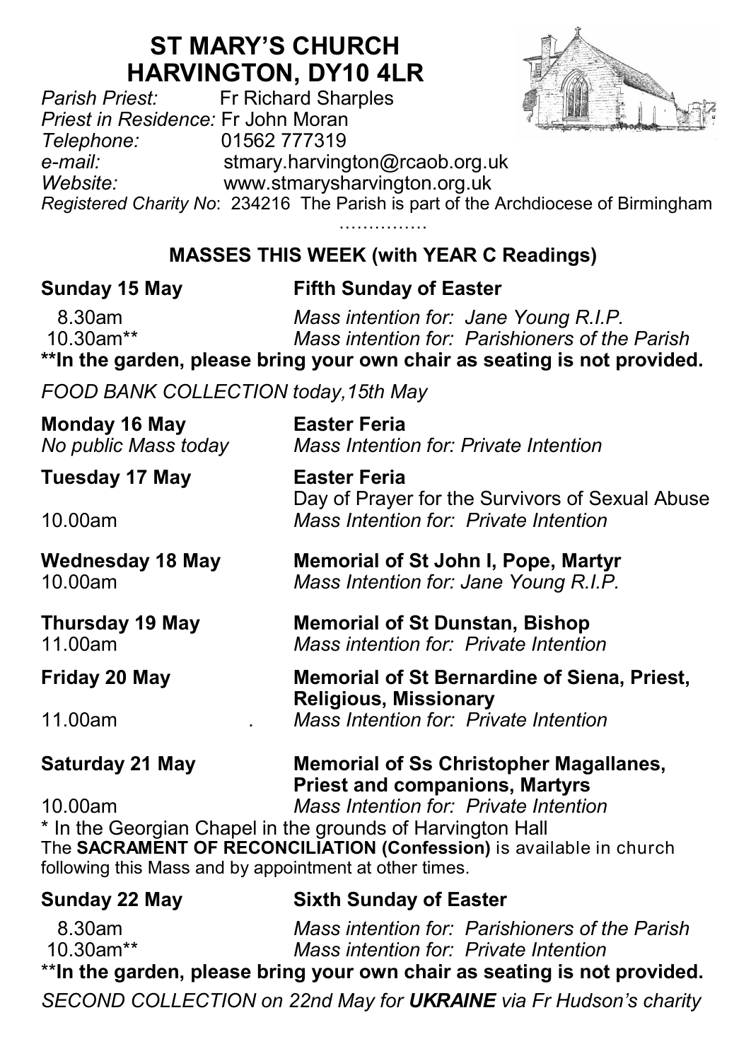# ST MARY'S CHURCH
# HARVINGTON, DY10 4LR

*Parish Priest:* Fr Richard Sharples
*Priest in Residence:* Fr John Moran
*Telephone:* 01562 777319
*e-mail:* stmary.harvington@rcaob.org.uk
*Website:* www.stmarysharvington.org.uk
*Registered Charity No*: 234216 The Parish is part of the Archdiocese of Birmingham

……………

## MASSES THIS WEEK (with YEAR C Readings)

**Sunday 15 May** — **Fifth Sunday of Easter**

8.30am — *Mass intention for: Jane Young R.I.P.*
10.30am** — *Mass intention for: Parishioners of the Parish*

****In the garden, please bring your own chair as seating is not provided.**

*FOOD BANK COLLECTION today,15th May*

**Monday 16 May** — **Easter Feria**
*No public Mass today* — *Mass Intention for: Private Intention*

**Tuesday 17 May** — **Easter Feria**
Day of Prayer for the Survivors of Sexual Abuse
10.00am — *Mass Intention for: Private Intention*

**Wednesday 18 May** — **Memorial of St John I, Pope, Martyr**
10.00am — *Mass Intention for: Jane Young R.I.P.*

**Thursday 19 May** — **Memorial of St Dunstan, Bishop**
11.00am — *Mass intention for: Private Intention*

**Friday 20 May** — **Memorial of St Bernardine of Siena, Priest, Religious, Missionary**
11.00am . — *Mass Intention for: Private Intention*

**Saturday 21 May** — **Memorial of Ss Christopher Magallanes, Priest and companions, Martyrs**
10.00am — *Mass Intention for: Private Intention*

\* In the Georgian Chapel in the grounds of Harvington Hall

The **SACRAMENT OF RECONCILIATION (Confession)** is available in church following this Mass and by appointment at other times.

**Sunday 22 May** — **Sixth Sunday of Easter**

8.30am — *Mass intention for: Parishioners of the Parish*
10.30am** — *Mass intention for: Private Intention*

****In the garden, please bring your own chair as seating is not provided.**

*SECOND COLLECTION on 22nd May for **UKRAINE** via Fr Hudson's charity*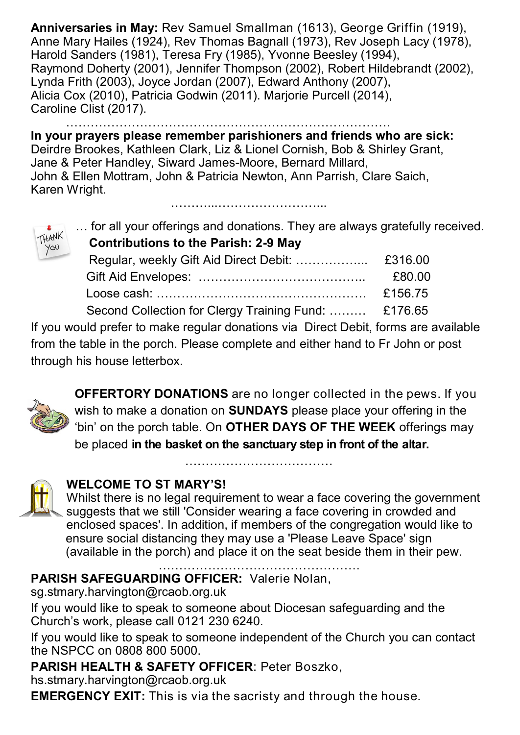**Anniversaries in May:** Rev Samuel Smallman (1613), George Griffin (1919), Anne Mary Hailes (1924), Rev Thomas Bagnall (1973), Rev Joseph Lacy (1978), Harold Sanders (1981), Teresa Fry (1985), Yvonne Beesley (1994), Raymond Doherty (2001), Jennifer Thompson (2002), Robert Hildebrandt (2002), Lynda Frith (2003), Joyce Jordan (2007), Edward Anthony (2007), Alicia Cox (2010), Patricia Godwin (2011). Marjorie Purcell (2014), Caroline Clist (2017).

……………………………………………………………………….

**In your prayers please remember parishioners and friends who are sick:** Deirdre Brookes, Kathleen Clark, Liz & Lionel Cornish, Bob & Shirley Grant, Jane & Peter Handley, Siward James-Moore, Bernard Millard, John & Ellen Mottram, John & Patricia Newton, Ann Parrish, Clare Saich, Karen Wright.

………..……………………...

… for all your offerings and donations. They are always gratefully received.

**Contributions to the Parish: 2-9 May**

| | |
|---|---|
| Regular, weekly Gift Aid Direct Debit: ……………... | £316.00 |
| Gift Aid Envelopes: ………………………………….. | £80.00 |
| Loose cash: …………………………………………… | £156.75 |
| Second Collection for Clergy Training Fund: ……… | £176.65 |

If you would prefer to make regular donations via Direct Debit, forms are available from the table in the porch. Please complete and either hand to Fr John or post through his house letterbox.

**OFFERTORY DONATIONS** are no longer collected in the pews. If you wish to make a donation on **SUNDAYS** please place your offering in the 'bin' on the porch table. On **OTHER DAYS OF THE WEEK** offerings may be placed **in the basket on the sanctuary step in front of the altar.**

………………………………

**WELCOME TO ST MARY'S!**

Whilst there is no legal requirement to wear a face covering the government suggests that we still 'Consider wearing a face covering in crowded and enclosed spaces'. In addition, if members of the congregation would like to ensure social distancing they may use a 'Please Leave Space' sign (available in the porch) and place it on the seat beside them in their pew.

……………………………………………

**PARISH SAFEGUARDING OFFICER:** Valerie Nolan, sg.stmary.harvington@rcaob.org.uk

If you would like to speak to someone about Diocesan safeguarding and the Church's work, please call 0121 230 6240.

If you would like to speak to someone independent of the Church you can contact the NSPCC on 0808 800 5000.

**PARISH HEALTH & SAFETY OFFICER**: Peter Boszko, hs.stmary.harvington@rcaob.org.uk

**EMERGENCY EXIT:** This is via the sacristy and through the house.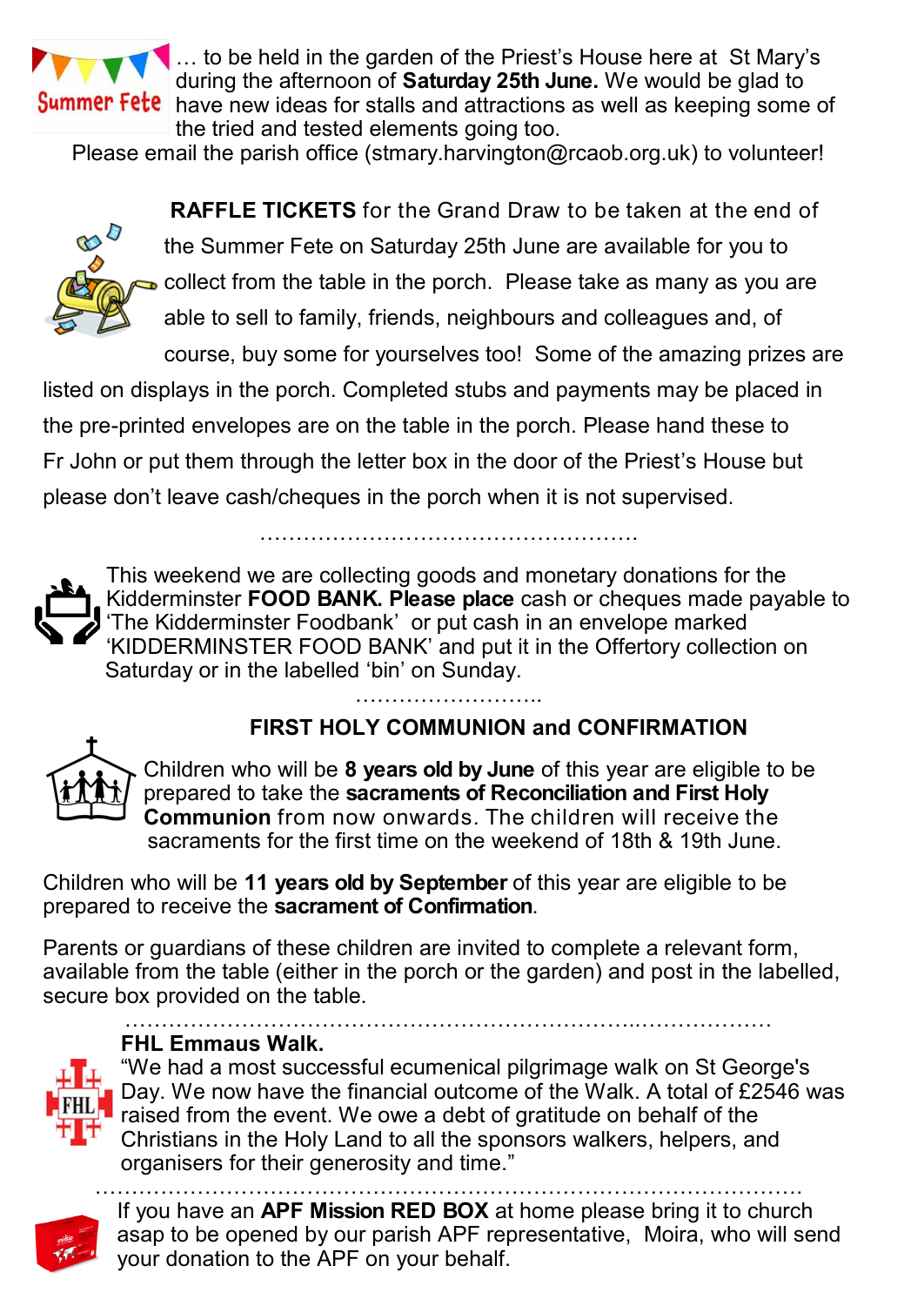**Summer Fete** … to be held in the garden of the Priest's House here at St Mary's during the afternoon of **Saturday 25th June.** We would be glad to have new ideas for stalls and attractions as well as keeping some of the tried and tested elements going too.

Please email the parish office (stmary.harvington@rcaob.org.uk) to volunteer!

**RAFFLE TICKETS** for the Grand Draw to be taken at the end of the Summer Fete on Saturday 25th June are available for you to collect from the table in the porch. Please take as many as you are able to sell to family, friends, neighbours and colleagues and, of course, buy some for yourselves too! Some of the amazing prizes are listed on displays in the porch. Completed stubs and payments may be placed in the pre-printed envelopes are on the table in the porch. Please hand these to Fr John or put them through the letter box in the door of the Priest's House but please don't leave cash/cheques in the porch when it is not supervised.

…………………………………………….

This weekend we are collecting goods and monetary donations for the Kidderminster **FOOD BANK. Please place** cash or cheques made payable to 'The Kidderminster Foodbank' or put cash in an envelope marked 'KIDDERMINSTER FOOD BANK' and put it in the Offertory collection on Saturday or in the labelled 'bin' on Sunday.

……………………..

**FIRST HOLY COMMUNION and CONFIRMATION**

Children who will be **8 years old by June** of this year are eligible to be prepared to take the **sacraments of Reconciliation and First Holy Communion** from now onwards. The children will receive the sacraments for the first time on the weekend of 18th & 19th June.

Children who will be **11 years old by September** of this year are eligible to be prepared to receive the **sacrament of Confirmation**.

Parents or guardians of these children are invited to complete a relevant form, available from the table (either in the porch or the garden) and post in the labelled, secure box provided on the table.

……………………………………………………………..……………….

**FHL Emmaus Walk.**

"We had a most successful ecumenical pilgrimage walk on St George's Day. We now have the financial outcome of the Walk. A total of £2546 was raised from the event. We owe a debt of gratitude on behalf of the Christians in the Holy Land to all the sponsors walkers, helpers, and organisers for their generosity and time."

………………………………………………………………………………………

If you have an **APF Mission RED BOX** at home please bring it to church asap to be opened by our parish APF representative, Moira, who will send your donation to the APF on your behalf.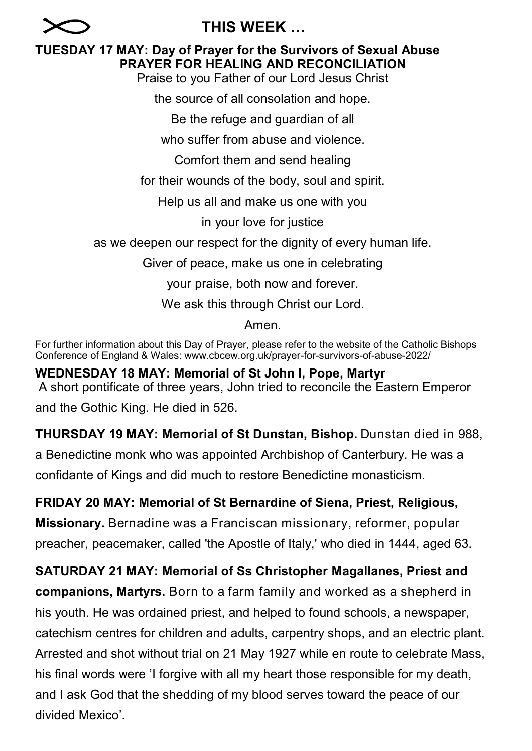# THIS WEEK …

**TUESDAY 17 MAY: Day of Prayer for the Survivors of Sexual Abuse**
**PRAYER FOR HEALING AND RECONCILIATION**

Praise to you Father of our Lord Jesus Christ
the source of all consolation and hope.
Be the refuge and guardian of all
who suffer from abuse and violence.
Comfort them and send healing
for their wounds of the body, soul and spirit.
Help us all and make us one with you
in your love for justice
as we deepen our respect for the dignity of every human life.
Giver of peace, make us one in celebrating
your praise, both now and forever.
We ask this through Christ our Lord.
Amen.

For further information about this Day of Prayer, please refer to the website of the Catholic Bishops Conference of England & Wales: www.cbcew.org.uk/prayer-for-survivors-of-abuse-2022/

**WEDNESDAY 18 MAY: Memorial of St John I, Pope, Martyr**
A short pontificate of three years, John tried to reconcile the Eastern Emperor and the Gothic King. He died in 526.

**THURSDAY 19 MAY: Memorial of St Dunstan, Bishop.** Dunstan died in 988, a Benedictine monk who was appointed Archbishop of Canterbury. He was a confidante of Kings and did much to restore Benedictine monasticism.

**FRIDAY 20 MAY: Memorial of St Bernardine of Siena, Priest, Religious, Missionary.** Bernadine was a Franciscan missionary, reformer, popular preacher, peacemaker, called 'the Apostle of Italy,' who died in 1444, aged 63.

**SATURDAY 21 MAY: Memorial of Ss Christopher Magallanes, Priest and companions, Martyrs.** Born to a farm family and worked as a shepherd in his youth. He was ordained priest, and helped to found schools, a newspaper, catechism centres for children and adults, carpentry shops, and an electric plant. Arrested and shot without trial on 21 May 1927 while en route to celebrate Mass, his final words were 'I forgive with all my heart those responsible for my death, and I ask God that the shedding of my blood serves toward the peace of our divided Mexico'.